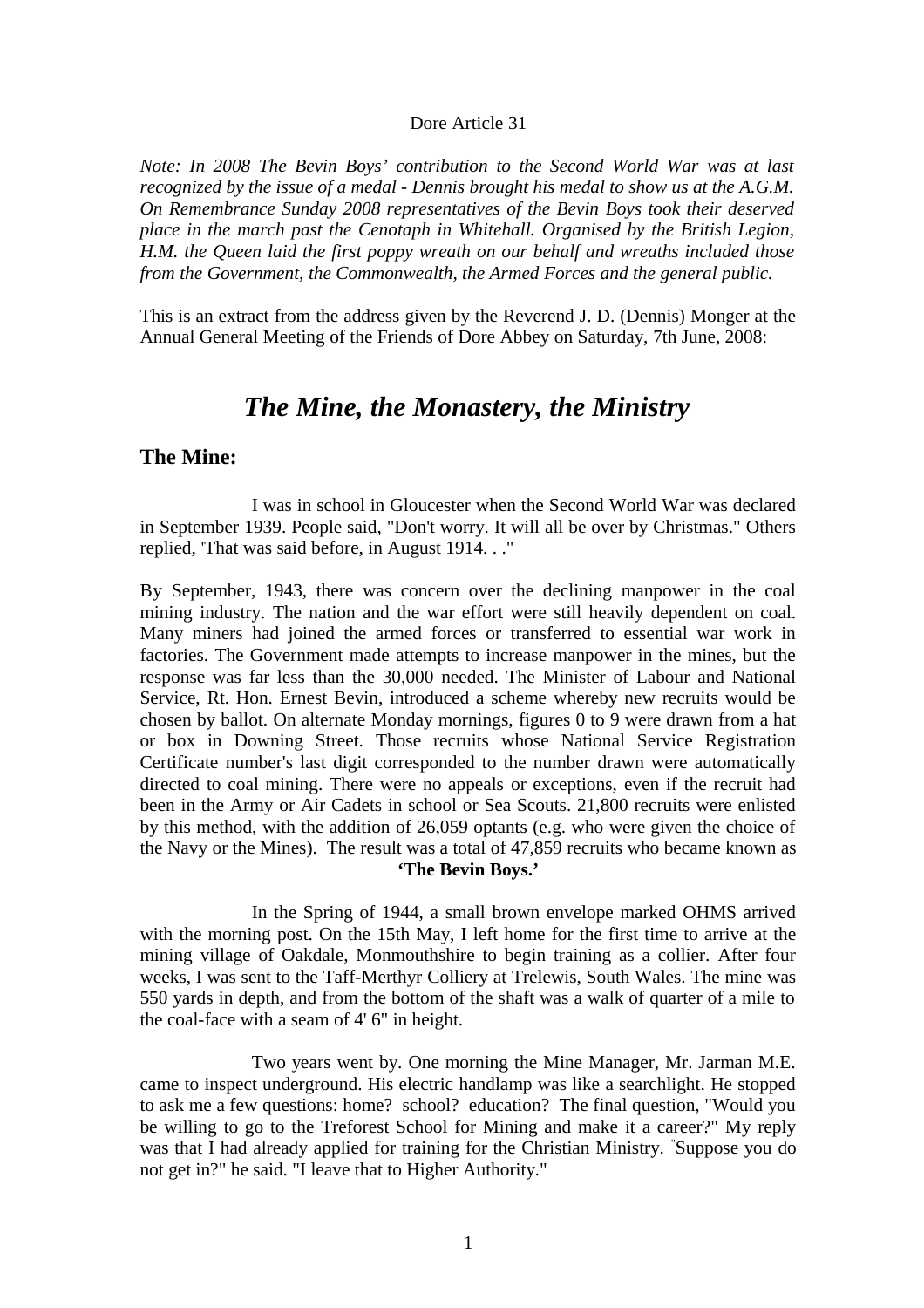Dore Article 31

*Note: In 2008 The Bevin Boys' contribution to the Second World War was at last recognized by the issue of a medal - Dennis brought his medal to show us at the A.G.M. On Remembrance Sunday 2008 representatives of the Bevin Boys took their deserved place in the march past the Cenotaph in Whitehall. Organised by the British Legion, H.M. the Queen laid the first poppy wreath on our behalf and wreaths included those from the Government, the Commonwealth, the Armed Forces and the general public.*

This is an extract from the address given by the Reverend J. D. (Dennis) Monger at the Annual General Meeting of the Friends of Dore Abbey on Saturday, 7th June, 2008:

# *The Mine, the Monastery, the Ministry*

## The Mine:

I was in school in Gloucester when the Second World War was declared in September 1939. People said, "Don't worry. It will all be over by Christmas." Others replied, 'That was said before, in August 1914. . ."

By September, 1943, there was concern over the declining manpower in the coal mining industry. The nation and the war effort were still heavily dependent on coal. Many miners had joined the armed forces or transferred to essential war work in factories. The Government made attempts to increase manpower in the mines, but the response was far less than the 30,000 needed. The Minister of Labour and National Service, Rt. Hon. Ernest Bevin, introduced a scheme whereby new recruits would be chosen by ballot. On alternate Monday mornings, figures 0 to 9 were drawn from a hat or box in Downing Street. Those recruits whose National Service Registration Certificate number's last digit corresponded to the number drawn were automatically directed to coal mining. There were no appeals or exceptions, even if the recruit had been in the Army or Air Cadets in school or Sea Scouts. 21,800 recruits were enlisted by this method, with the addition of 26,059 optants (e.g. who were given the choice of the Navy or the Mines). The result was a total of 47,859 recruits who became known as **'The Bevin Boys.'**

In the Spring of 1944, a small brown envelope marked OHMS arrived with the morning post. On the 15th May, I left home for the first time to arrive at the mining village of Oakdale, Monmouthshire to begin training as a collier. After four weeks, I was sent to the Taff-Merthyr Colliery at Trelewis, South Wales. The mine was 550 yards in depth, and from the bottom of the shaft was a walk of quarter of a mile to the coal-face with a seam of 4' 6" in height.

Two years went by. One morning the Mine Manager, Mr. Jarman M.E. came to inspect underground. His electric handlamp was like a searchlight. He stopped to ask me a few questions: home? school? education? The final question, "Would you be willing to go to the Treforest School for Mining and make it a career?" My reply was that I had already applied for training for the Christian Ministry. "Suppose you do not get in?" he said. "I leave that to Higher Authority."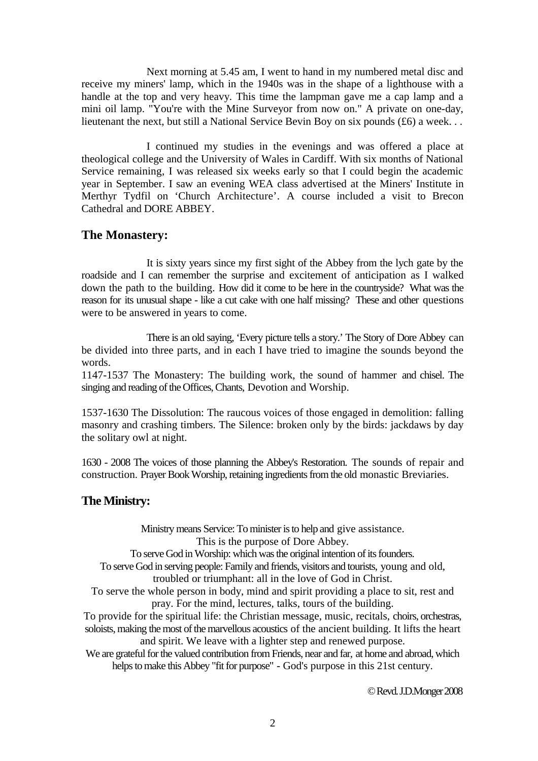Next morning at 5.45 am, I went to hand in my numbered metal disc and receive my miners' lamp, which in the 1940s was in the shape of a lighthouse with a handle at the top and very heavy. This time the lampman gave me a cap lamp and a mini oil lamp. "You're with the Mine Surveyor from now on." A private on one-day, lieutenant the next, but still a National Service Bevin Boy on six pounds (£6) a week. . .

I continued my studies in the evenings and was offered a place at theological college and the University of Wales in Cardiff. With six months of National Service remaining, I was released six weeks early so that I could begin the academic year in September. I saw an evening WEA class advertised at the Miners' Institute in Merthyr Tydfil on 'Church Architecture'. A course included a visit to Brecon Cathedral and DORE ABBEY.

## The Monastery:

It is sixty years since my first sight of the Abbey from the lych gate by the roadside and I can remember the surprise and excitement of anticipation as I walked down the path to the building. How did it come to be here in the countryside? What was the reason for its unusual shape - like a cut cake with one half missing? These and other questions were to be answered in years to come.

There is an old saying, 'Every picture tells a story.' The Story of Dore Abbey can be divided into three parts, and in each I have tried to imagine the sounds beyond the words.

1147-1537 The Monastery: The building work, the sound of hammer and chisel. The singing and reading of the Offices, Chants, Devotion and Worship.

1537-1630 The Dissolution: The raucous voices of those engaged in demolition: falling masonry and crashing timbers. The Silence: broken only by the birds: jackdaws by day the solitary owl at night.

1630 - 2008 The voices of those planning the Abbey's Restoration. The sounds of repair and construction. Prayer Book Worship, retaining ingredients from the old monastic Breviaries.

## The Ministry:

Ministry means Service: To minister is to help and give assistance.
This is the purpose of Dore Abbey.
To serve God in Worship: which was the original intention of its founders.
To serve God in serving people: Family and friends, visitors and tourists, young and old, troubled or triumphant: all in the love of God in Christ.
To serve the whole person in body, mind and spirit providing a place to sit, rest and pray. For the mind, lectures, talks, tours of the building.
To provide for the spiritual life: the Christian message, music, recitals, choirs, orchestras, soloists, making the most of the marvellous acoustics of the ancient building. It lifts the heart and spirit. We leave with a lighter step and renewed purpose.
We are grateful for the valued contribution from Friends, near and far, at home and abroad, which helps to make this Abbey "fit for purpose" - God's purpose in this 21st century.

© Revd. J.D.Monger 2008